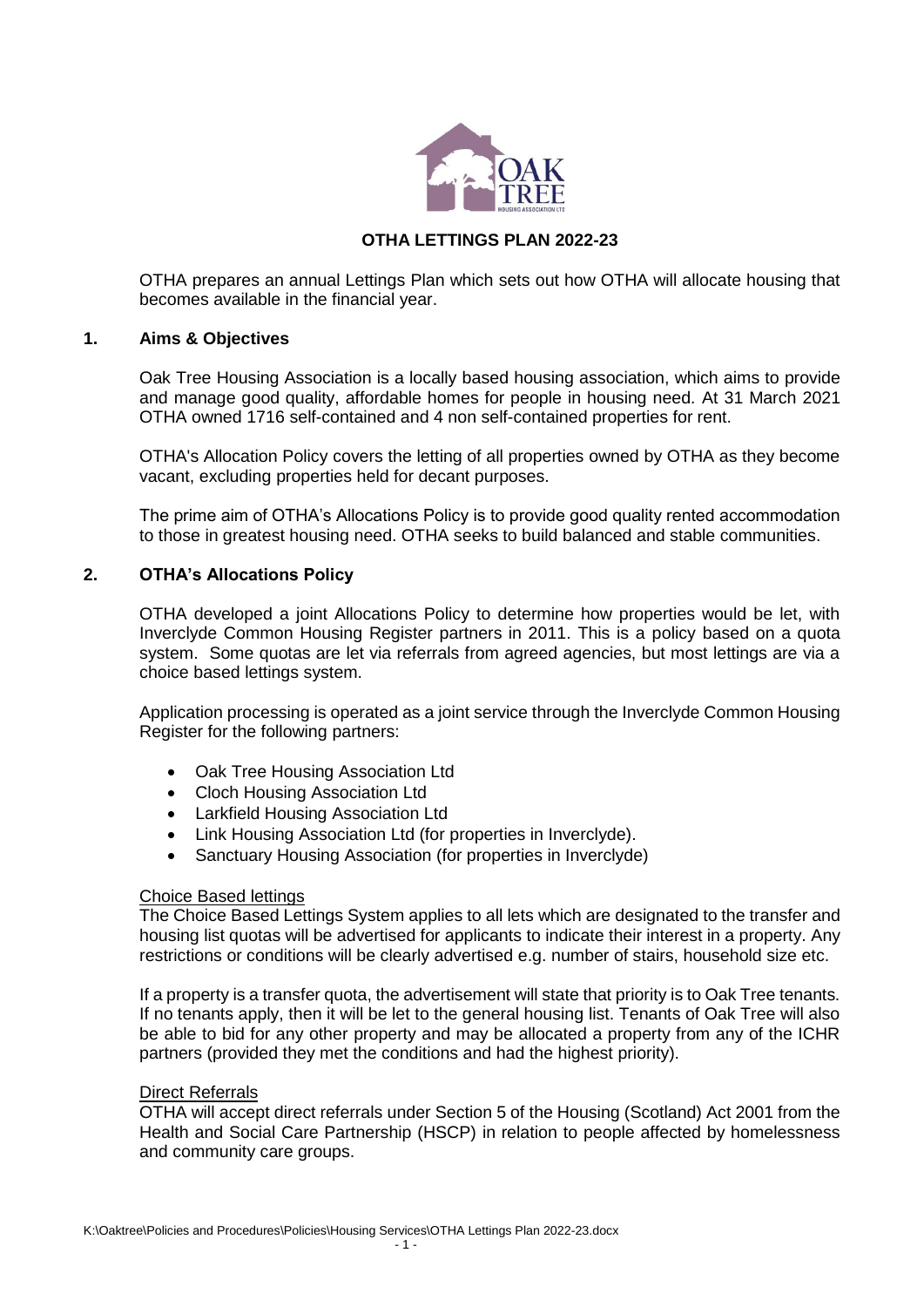# OTHA LETTINGS PLAN 2022-23

OTHA prepares an annual Lettings Plan which sets out how OTHA will allocate housing that becomes available in the financial year.

## 1. Aims & Objectives

Oak Tree Housing Association is a locally based housing association, which aims to provide and manage good quality, affordable homes for people in housing need. At 31 March 2021 OTHA owned 1716 self-contained and 4 non self-contained properties for rent.

OTHA's Allocation Policy covers the letting of all properties owned by OTHA as they become vacant, excluding properties held for decant purposes.

The prime aim of OTHA's Allocations Policy is to provide good quality rented accommodation to those in greatest housing need. OTHA seeks to build balanced and stable communities.

## 2. OTHA's Allocations Policy

OTHA developed a joint Allocations Policy to determine how properties would be let, with Inverclyde Common Housing Register partners in 2011. This is a policy based on a quota system. Some quotas are let via referrals from agreed agencies, but most lettings are via a choice based lettings system.

Application processing is operated as a joint service through the Inverclyde Common Housing Register for the following partners:

- Oak Tree Housing Association Ltd
- Cloch Housing Association Ltd
- Larkfield Housing Association Ltd
- Link Housing Association Ltd (for properties in Inverclyde).
- Sanctuary Housing Association (for properties in Inverclyde)

### Choice Based lettings

The Choice Based Lettings System applies to all lets which are designated to the transfer and housing list quotas will be advertised for applicants to indicate their interest in a property. Any restrictions or conditions will be clearly advertised e.g. number of stairs, household size etc.

If a property is a transfer quota, the advertisement will state that priority is to Oak Tree tenants. If no tenants apply, then it will be let to the general housing list. Tenants of Oak Tree will also be able to bid for any other property and may be allocated a property from any of the ICHR partners (provided they met the conditions and had the highest priority).

### Direct Referrals

OTHA will accept direct referrals under Section 5 of the Housing (Scotland) Act 2001 from the Health and Social Care Partnership (HSCP) in relation to people affected by homelessness and community care groups.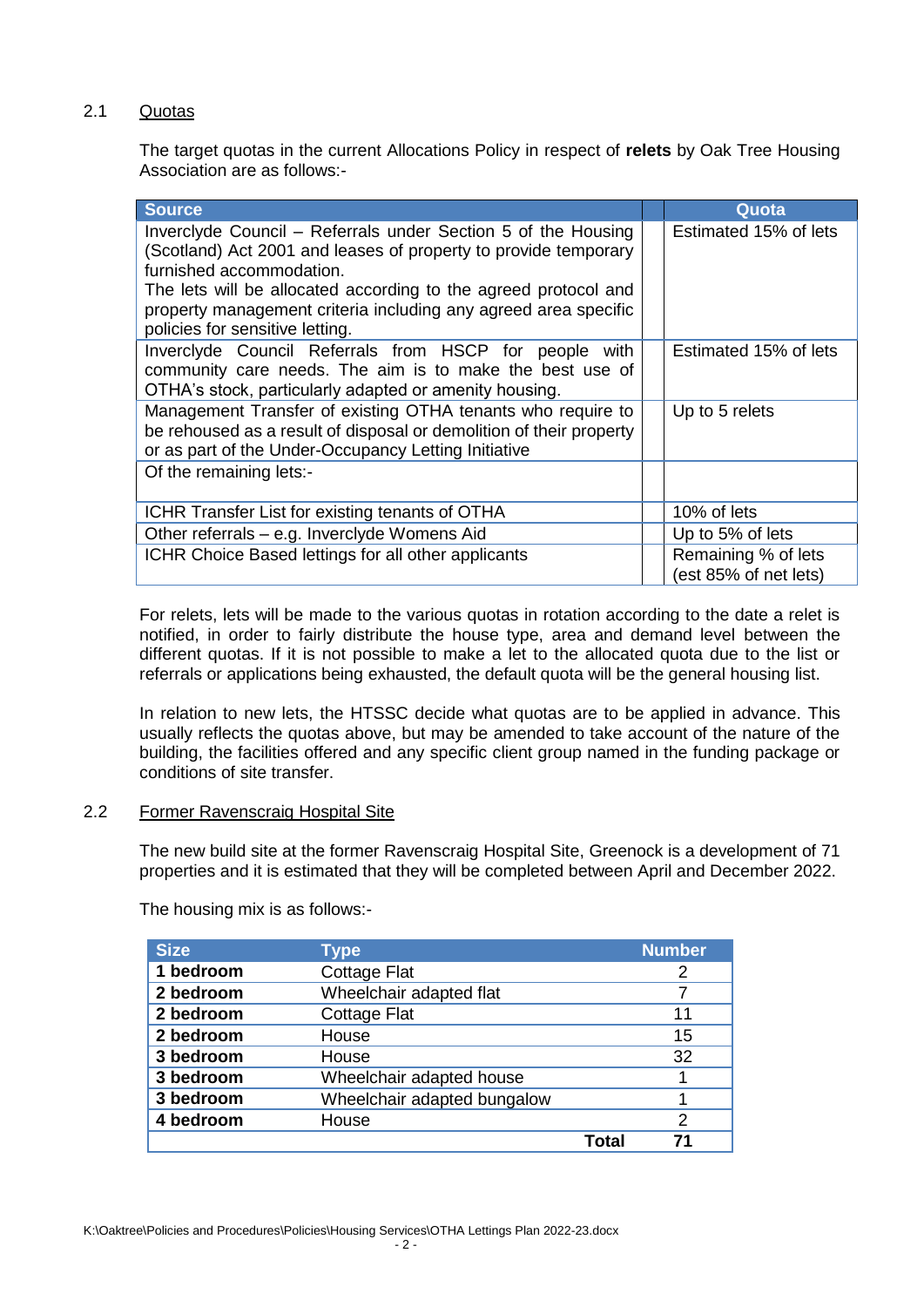## 2.1 Quotas

The target quotas in the current Allocations Policy in respect of **relets** by Oak Tree Housing Association are as follows:-

| Source | | Quota |
|---|---|---|
| Inverclyde Council – Referrals under Section 5 of the Housing (Scotland) Act 2001 and leases of property to provide temporary furnished accommodation.<br>The lets will be allocated according to the agreed protocol and property management criteria including any agreed area specific policies for sensitive letting. | | Estimated 15% of lets |
| Inverclyde Council Referrals from HSCP for people with community care needs. The aim is to make the best use of OTHA's stock, particularly adapted or amenity housing. | | Estimated 15% of lets |
| Management Transfer of existing OTHA tenants who require to be rehoused as a result of disposal or demolition of their property or as part of the Under-Occupancy Letting Initiative | | Up to 5 relets |
| Of the remaining lets:- | | |
| ICHR Transfer List for existing tenants of OTHA | | 10% of lets |
| Other referrals – e.g. Inverclyde Womens Aid | | Up to 5% of lets |
| ICHR Choice Based lettings for all other applicants | | Remaining % of lets (est 85% of net lets) |

For relets, lets will be made to the various quotas in rotation according to the date a relet is notified, in order to fairly distribute the house type, area and demand level between the different quotas. If it is not possible to make a let to the allocated quota due to the list or referrals or applications being exhausted, the default quota will be the general housing list.

In relation to new lets, the HTSSC decide what quotas are to be applied in advance. This usually reflects the quotas above, but may be amended to take account of the nature of the building, the facilities offered and any specific client group named in the funding package or conditions of site transfer.

## 2.2 Former Ravenscraig Hospital Site

The new build site at the former Ravenscraig Hospital Site, Greenock is a development of 71 properties and it is estimated that they will be completed between April and December 2022.

The housing mix is as follows:-

| Size | Type | Number |
|---|---|---|
| **1 bedroom** | Cottage Flat | 2 |
| **2 bedroom** | Wheelchair adapted flat | 7 |
| **2 bedroom** | Cottage Flat | 11 |
| **2 bedroom** | House | 15 |
| **3 bedroom** | House | 32 |
| **3 bedroom** | Wheelchair adapted house | 1 |
| **3 bedroom** | Wheelchair adapted bungalow | 1 |
| **4 bedroom** | House | 2 |
| | **Total** | **71** |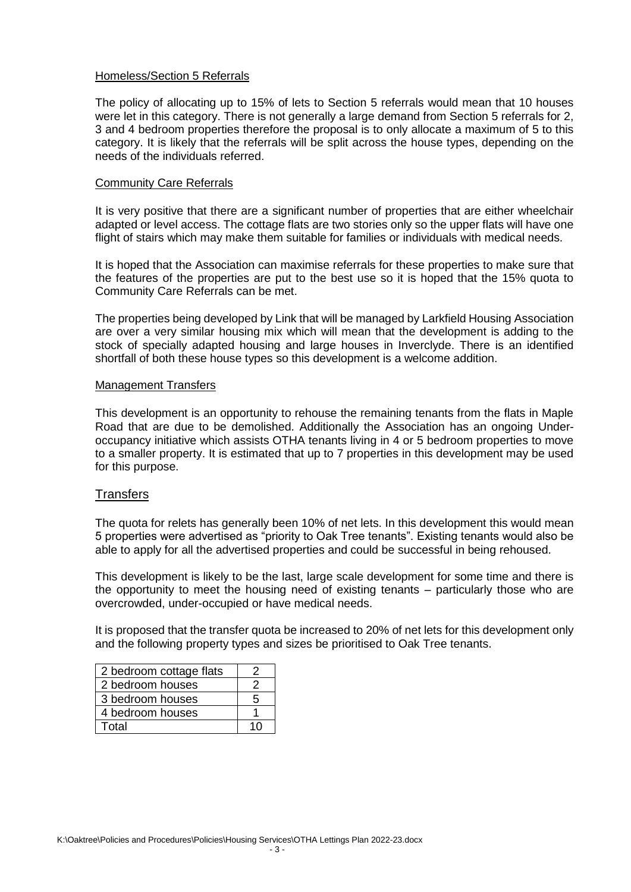### Homeless/Section 5 Referrals

The policy of allocating up to 15% of lets to Section 5 referrals would mean that 10 houses were let in this category. There is not generally a large demand from Section 5 referrals for 2, 3 and 4 bedroom properties therefore the proposal is to only allocate a maximum of 5 to this category. It is likely that the referrals will be split across the house types, depending on the needs of the individuals referred.

### Community Care Referrals

It is very positive that there are a significant number of properties that are either wheelchair adapted or level access. The cottage flats are two stories only so the upper flats will have one flight of stairs which may make them suitable for families or individuals with medical needs.

It is hoped that the Association can maximise referrals for these properties to make sure that the features of the properties are put to the best use so it is hoped that the 15% quota to Community Care Referrals can be met.

The properties being developed by Link that will be managed by Larkfield Housing Association are over a very similar housing mix which will mean that the development is adding to the stock of specially adapted housing and large houses in Inverclyde. There is an identified shortfall of both these house types so this development is a welcome addition.

### Management Transfers

This development is an opportunity to rehouse the remaining tenants from the flats in Maple Road that are due to be demolished. Additionally the Association has an ongoing Under-occupancy initiative which assists OTHA tenants living in 4 or 5 bedroom properties to move to a smaller property. It is estimated that up to 7 properties in this development may be used for this purpose.

## Transfers

The quota for relets has generally been 10% of net lets. In this development this would mean 5 properties were advertised as "priority to Oak Tree tenants". Existing tenants would also be able to apply for all the advertised properties and could be successful in being rehoused.

This development is likely to be the last, large scale development for some time and there is the opportunity to meet the housing need of existing tenants – particularly those who are overcrowded, under-occupied or have medical needs.

It is proposed that the transfer quota be increased to 20% of net lets for this development only and the following property types and sizes be prioritised to Oak Tree tenants.

| Property type | Number |
|---|---|
| 2 bedroom cottage flats | 2 |
| 2 bedroom houses | 2 |
| 3 bedroom houses | 5 |
| 4 bedroom houses | 1 |
| Total | 10 |

K:\Oaktree\Policies and Procedures\Policies\Housing Services\OTHA Lettings Plan 2022-23.docx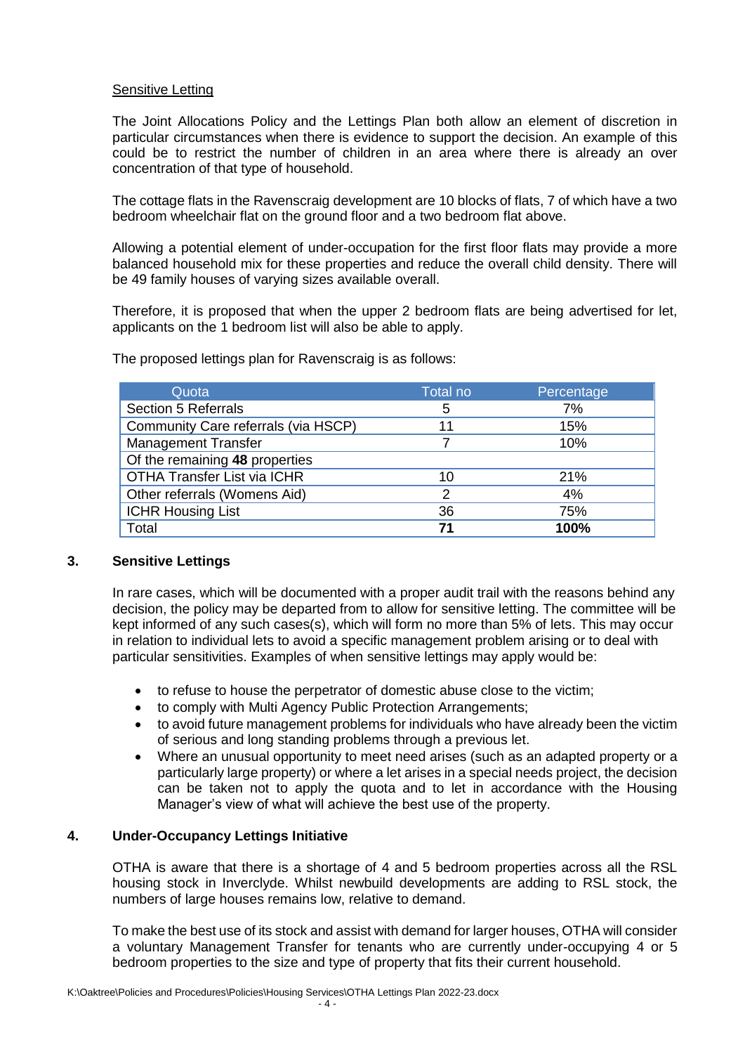Sensitive Letting

The Joint Allocations Policy and the Lettings Plan both allow an element of discretion in particular circumstances when there is evidence to support the decision. An example of this could be to restrict the number of children in an area where there is already an over concentration of that type of household.

The cottage flats in the Ravenscraig development are 10 blocks of flats, 7 of which have a two bedroom wheelchair flat on the ground floor and a two bedroom flat above.

Allowing a potential element of under-occupation for the first floor flats may provide a more balanced household mix for these properties and reduce the overall child density. There will be 49 family houses of varying sizes available overall.

Therefore, it is proposed that when the upper 2 bedroom flats are being advertised for let, applicants on the 1 bedroom list will also be able to apply.

The proposed lettings plan for Ravenscraig is as follows:

| Quota | Total no | Percentage |
|---|---|---|
| Section 5 Referrals | 5 | 7% |
| Community Care referrals (via HSCP) | 11 | 15% |
| Management Transfer | 7 | 10% |
| Of the remaining **48** properties | | |
| OTHA Transfer List via ICHR | 10 | 21% |
| Other referrals (Womens Aid) | 2 | 4% |
| ICHR Housing List | 36 | 75% |
| Total | **71** | **100%** |

## 3. Sensitive Lettings

In rare cases, which will be documented with a proper audit trail with the reasons behind any decision, the policy may be departed from to allow for sensitive letting. The committee will be kept informed of any such cases(s), which will form no more than 5% of lets. This may occur in relation to individual lets to avoid a specific management problem arising or to deal with particular sensitivities. Examples of when sensitive lettings may apply would be:

- to refuse to house the perpetrator of domestic abuse close to the victim;
- to comply with Multi Agency Public Protection Arrangements;
- to avoid future management problems for individuals who have already been the victim of serious and long standing problems through a previous let.
- Where an unusual opportunity to meet need arises (such as an adapted property or a particularly large property) or where a let arises in a special needs project, the decision can be taken not to apply the quota and to let in accordance with the Housing Manager's view of what will achieve the best use of the property.

## 4. Under-Occupancy Lettings Initiative

OTHA is aware that there is a shortage of 4 and 5 bedroom properties across all the RSL housing stock in Inverclyde. Whilst newbuild developments are adding to RSL stock, the numbers of large houses remains low, relative to demand.

To make the best use of its stock and assist with demand for larger houses, OTHA will consider a voluntary Management Transfer for tenants who are currently under-occupying 4 or 5 bedroom properties to the size and type of property that fits their current household.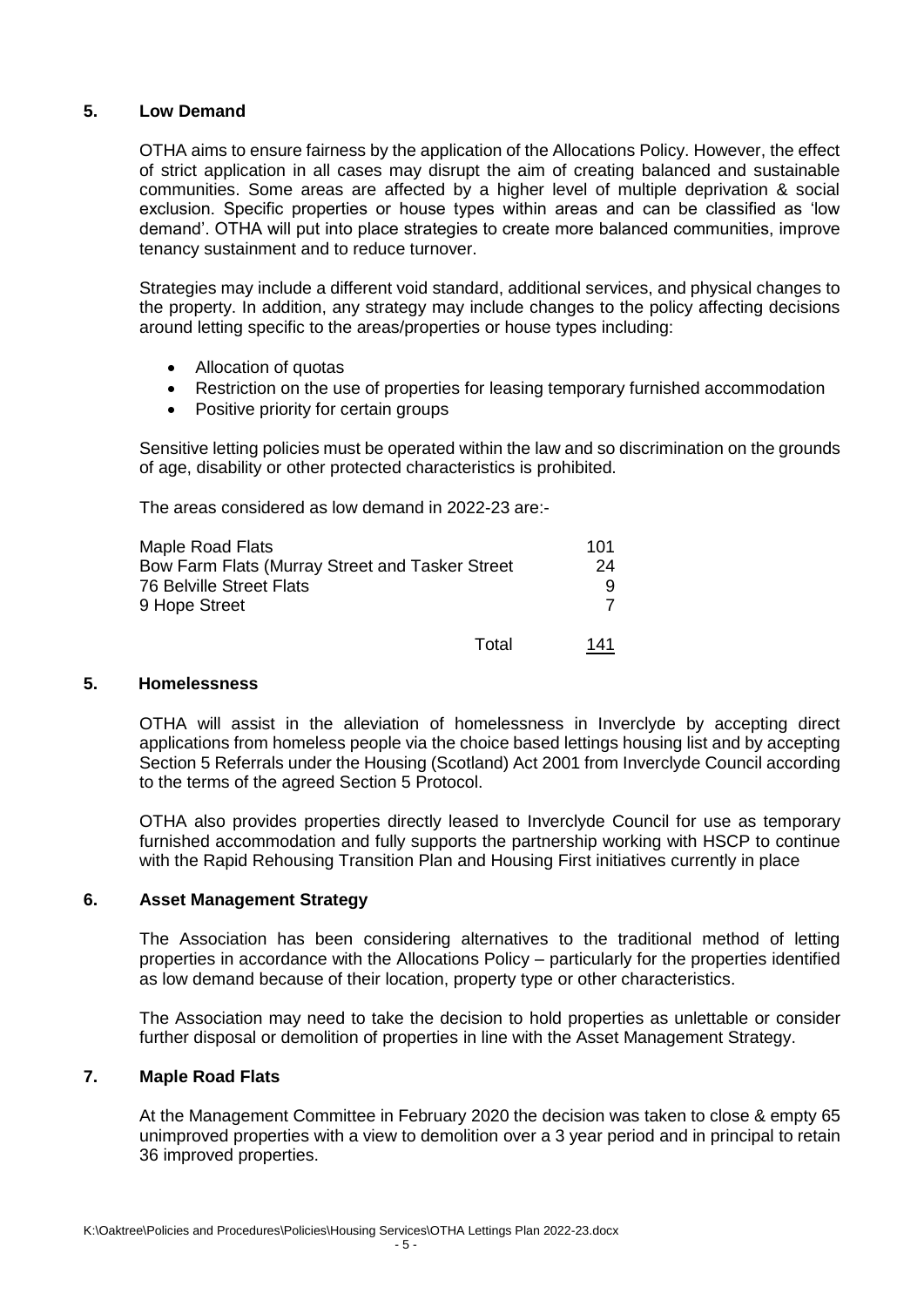## 5. Low Demand

OTHA aims to ensure fairness by the application of the Allocations Policy. However, the effect of strict application in all cases may disrupt the aim of creating balanced and sustainable communities. Some areas are affected by a higher level of multiple deprivation & social exclusion. Specific properties or house types within areas and can be classified as 'low demand'. OTHA will put into place strategies to create more balanced communities, improve tenancy sustainment and to reduce turnover.

Strategies may include a different void standard, additional services, and physical changes to the property. In addition, any strategy may include changes to the policy affecting decisions around letting specific to the areas/properties or house types including:

- Allocation of quotas
- Restriction on the use of properties for leasing temporary furnished accommodation
- Positive priority for certain groups

Sensitive letting policies must be operated within the law and so discrimination on the grounds of age, disability or other protected characteristics is prohibited.

The areas considered as low demand in 2022-23 are:-

| | |
|---|---|
| Maple Road Flats | 101 |
| Bow Farm Flats (Murray Street and Tasker Street | 24 |
| 76 Belville Street Flats | 9 |
| 9 Hope Street | 7 |
| Total | 141 |

## 5. Homelessness

OTHA will assist in the alleviation of homelessness in Inverclyde by accepting direct applications from homeless people via the choice based lettings housing list and by accepting Section 5 Referrals under the Housing (Scotland) Act 2001 from Inverclyde Council according to the terms of the agreed Section 5 Protocol.

OTHA also provides properties directly leased to Inverclyde Council for use as temporary furnished accommodation and fully supports the partnership working with HSCP to continue with the Rapid Rehousing Transition Plan and Housing First initiatives currently in place

## 6. Asset Management Strategy

The Association has been considering alternatives to the traditional method of letting properties in accordance with the Allocations Policy – particularly for the properties identified as low demand because of their location, property type or other characteristics.

The Association may need to take the decision to hold properties as unlettable or consider further disposal or demolition of properties in line with the Asset Management Strategy.

## 7. Maple Road Flats

At the Management Committee in February 2020 the decision was taken to close & empty 65 unimproved properties with a view to demolition over a 3 year period and in principal to retain 36 improved properties.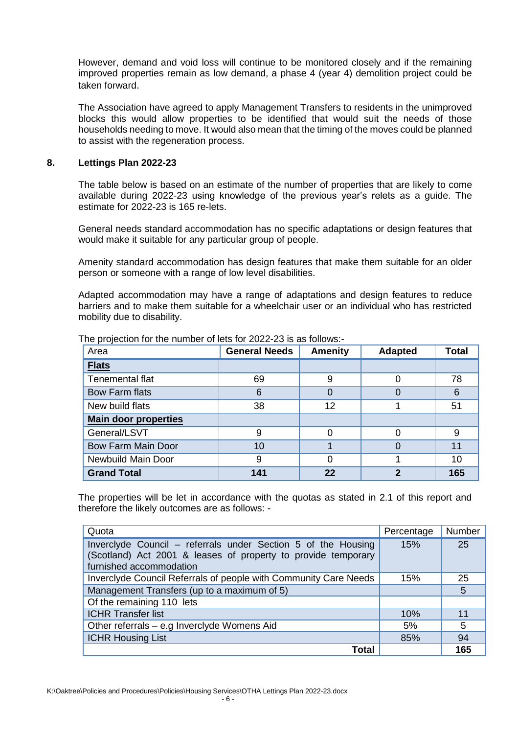However, demand and void loss will continue to be monitored closely and if the remaining improved properties remain as low demand, a phase 4 (year 4) demolition project could be taken forward.

The Association have agreed to apply Management Transfers to residents in the unimproved blocks this would allow properties to be identified that would suit the needs of those households needing to move. It would also mean that the timing of the moves could be planned to assist with the regeneration process.

## 8. Lettings Plan 2022-23

The table below is based on an estimate of the number of properties that are likely to come available during 2022-23 using knowledge of the previous year's relets as a guide. The estimate for 2022-23 is 165 re-lets.

General needs standard accommodation has no specific adaptations or design features that would make it suitable for any particular group of people.

Amenity standard accommodation has design features that make them suitable for an older person or someone with a range of low level disabilities.

Adapted accommodation may have a range of adaptations and design features to reduce barriers and to make them suitable for a wheelchair user or an individual who has restricted mobility due to disability.

The projection for the number of lets for 2022-23 is as follows:-

| Area | General Needs | Amenity | Adapted | Total |
|---|---|---|---|---|
| **Flats** | | | | |
| Tenemental flat | 69 | 9 | 0 | 78 |
| Bow Farm flats | 6 | 0 | 0 | 6 |
| New build flats | 38 | 12 | 1 | 51 |
| **Main door properties** | | | | |
| General/LSVT | 9 | 0 | 0 | 9 |
| Bow Farm Main Door | 10 | 1 | 0 | 11 |
| Newbuild Main Door | 9 | 0 | 1 | 10 |
| **Grand Total** | **141** | **22** | **2** | **165** |

The properties will be let in accordance with the quotas as stated in 2.1 of this report and therefore the likely outcomes are as follows: -

| Quota | Percentage | Number |
|---|---|---|
| Inverclyde Council – referrals under Section 5 of the Housing (Scotland) Act 2001 & leases of property to provide temporary furnished accommodation | 15% | 25 |
| Inverclyde Council Referrals of people with Community Care Needs | 15% | 25 |
| Management Transfers (up to a maximum of 5) | | 5 |
| Of the remaining 110 lets | | |
| ICHR Transfer list | 10% | 11 |
| Other referrals – e.g Inverclyde Womens Aid | 5% | 5 |
| ICHR Housing List | 85% | 94 |
| **Total** | | **165** |

K:\Oaktree\Policies and Procedures\Policies\Housing Services\OTHA Lettings Plan 2022-23.docx